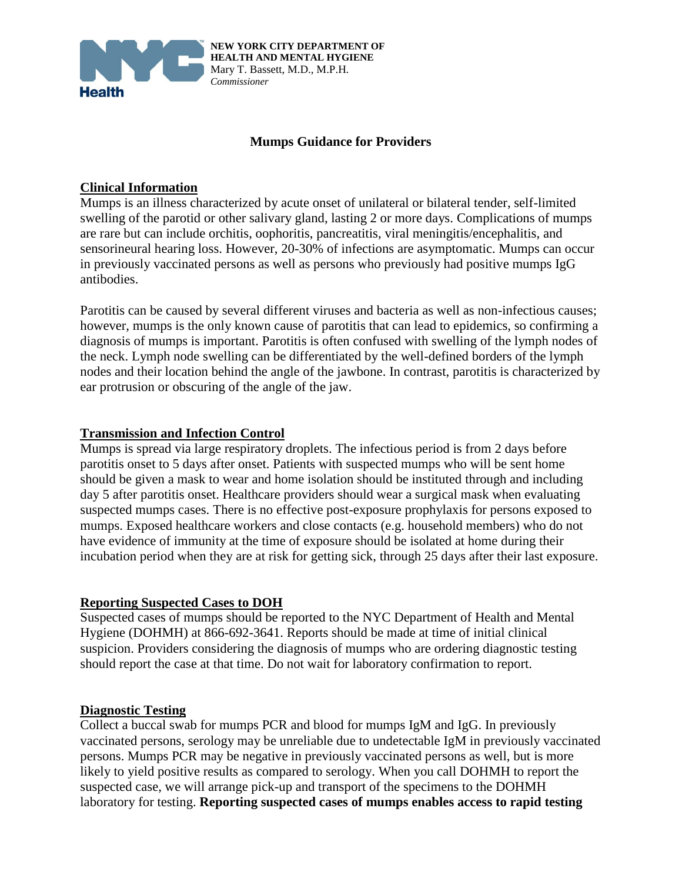**NEW YORK CITY DEPARTMENT OF HEALTH AND MENTAL HYGIENE**
Mary T. Bassett, M.D., M.P.H.
*Commissioner*

# Mumps Guidance for Providers

## Clinical Information

Mumps is an illness characterized by acute onset of unilateral or bilateral tender, self-limited swelling of the parotid or other salivary gland, lasting 2 or more days. Complications of mumps are rare but can include orchitis, oophoritis, pancreatitis, viral meningitis/encephalitis, and sensorineural hearing loss. However, 20-30% of infections are asymptomatic. Mumps can occur in previously vaccinated persons as well as persons who previously had positive mumps IgG antibodies.

Parotitis can be caused by several different viruses and bacteria as well as non-infectious causes; however, mumps is the only known cause of parotitis that can lead to epidemics, so confirming a diagnosis of mumps is important. Parotitis is often confused with swelling of the lymph nodes of the neck. Lymph node swelling can be differentiated by the well-defined borders of the lymph nodes and their location behind the angle of the jawbone. In contrast, parotitis is characterized by ear protrusion or obscuring of the angle of the jaw.

## Transmission and Infection Control

Mumps is spread via large respiratory droplets. The infectious period is from 2 days before parotitis onset to 5 days after onset. Patients with suspected mumps who will be sent home should be given a mask to wear and home isolation should be instituted through and including day 5 after parotitis onset. Healthcare providers should wear a surgical mask when evaluating suspected mumps cases. There is no effective post-exposure prophylaxis for persons exposed to mumps. Exposed healthcare workers and close contacts (e.g. household members) who do not have evidence of immunity at the time of exposure should be isolated at home during their incubation period when they are at risk for getting sick, through 25 days after their last exposure.

## Reporting Suspected Cases to DOH

Suspected cases of mumps should be reported to the NYC Department of Health and Mental Hygiene (DOHMH) at 866-692-3641. Reports should be made at time of initial clinical suspicion. Providers considering the diagnosis of mumps who are ordering diagnostic testing should report the case at that time. Do not wait for laboratory confirmation to report.

## Diagnostic Testing

Collect a buccal swab for mumps PCR and blood for mumps IgM and IgG. In previously vaccinated persons, serology may be unreliable due to undetectable IgM in previously vaccinated persons. Mumps PCR may be negative in previously vaccinated persons as well, but is more likely to yield positive results as compared to serology. When you call DOHMH to report the suspected case, we will arrange pick-up and transport of the specimens to the DOHMH laboratory for testing. **Reporting suspected cases of mumps enables access to rapid testing**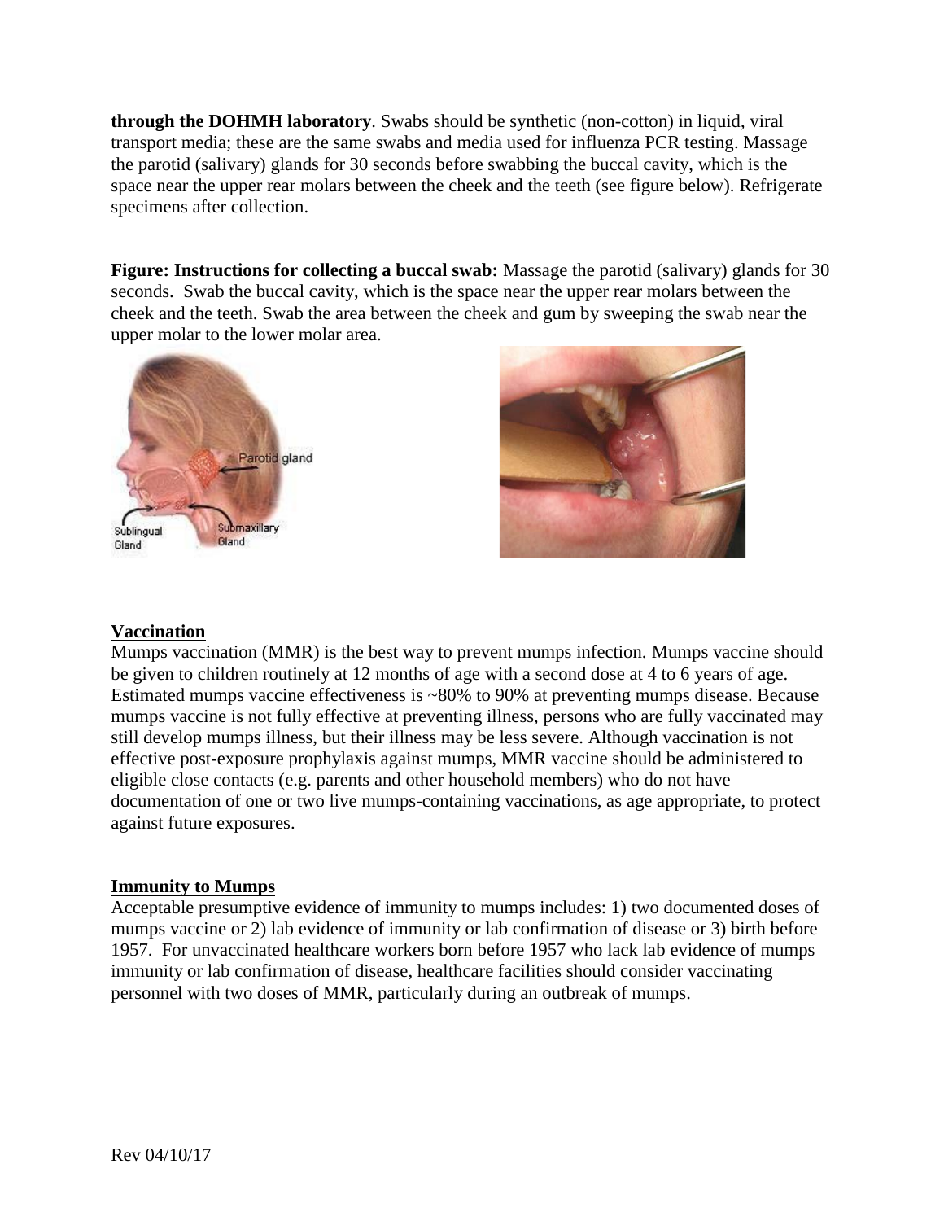**through the DOHMH laboratory**. Swabs should be synthetic (non-cotton) in liquid, viral transport media; these are the same swabs and media used for influenza PCR testing. Massage the parotid (salivary) glands for 30 seconds before swabbing the buccal cavity, which is the space near the upper rear molars between the cheek and the teeth (see figure below). Refrigerate specimens after collection.

**Figure: Instructions for collecting a buccal swab:** Massage the parotid (salivary) glands for 30 seconds. Swab the buccal cavity, which is the space near the upper rear molars between the cheek and the teeth. Swab the area between the cheek and gum by sweeping the swab near the upper molar to the lower molar area.

Parotid gland

Sublingual Gland

Submaxillary Gland

## Vaccination

Mumps vaccination (MMR) is the best way to prevent mumps infection. Mumps vaccine should be given to children routinely at 12 months of age with a second dose at 4 to 6 years of age. Estimated mumps vaccine effectiveness is ~80% to 90% at preventing mumps disease. Because mumps vaccine is not fully effective at preventing illness, persons who are fully vaccinated may still develop mumps illness, but their illness may be less severe. Although vaccination is not effective post-exposure prophylaxis against mumps, MMR vaccine should be administered to eligible close contacts (e.g. parents and other household members) who do not have documentation of one or two live mumps-containing vaccinations, as age appropriate, to protect against future exposures.

## Immunity to Mumps

Acceptable presumptive evidence of immunity to mumps includes: 1) two documented doses of mumps vaccine or 2) lab evidence of immunity or lab confirmation of disease or 3) birth before 1957. For unvaccinated healthcare workers born before 1957 who lack lab evidence of mumps immunity or lab confirmation of disease, healthcare facilities should consider vaccinating personnel with two doses of MMR, particularly during an outbreak of mumps.

Rev 04/10/17